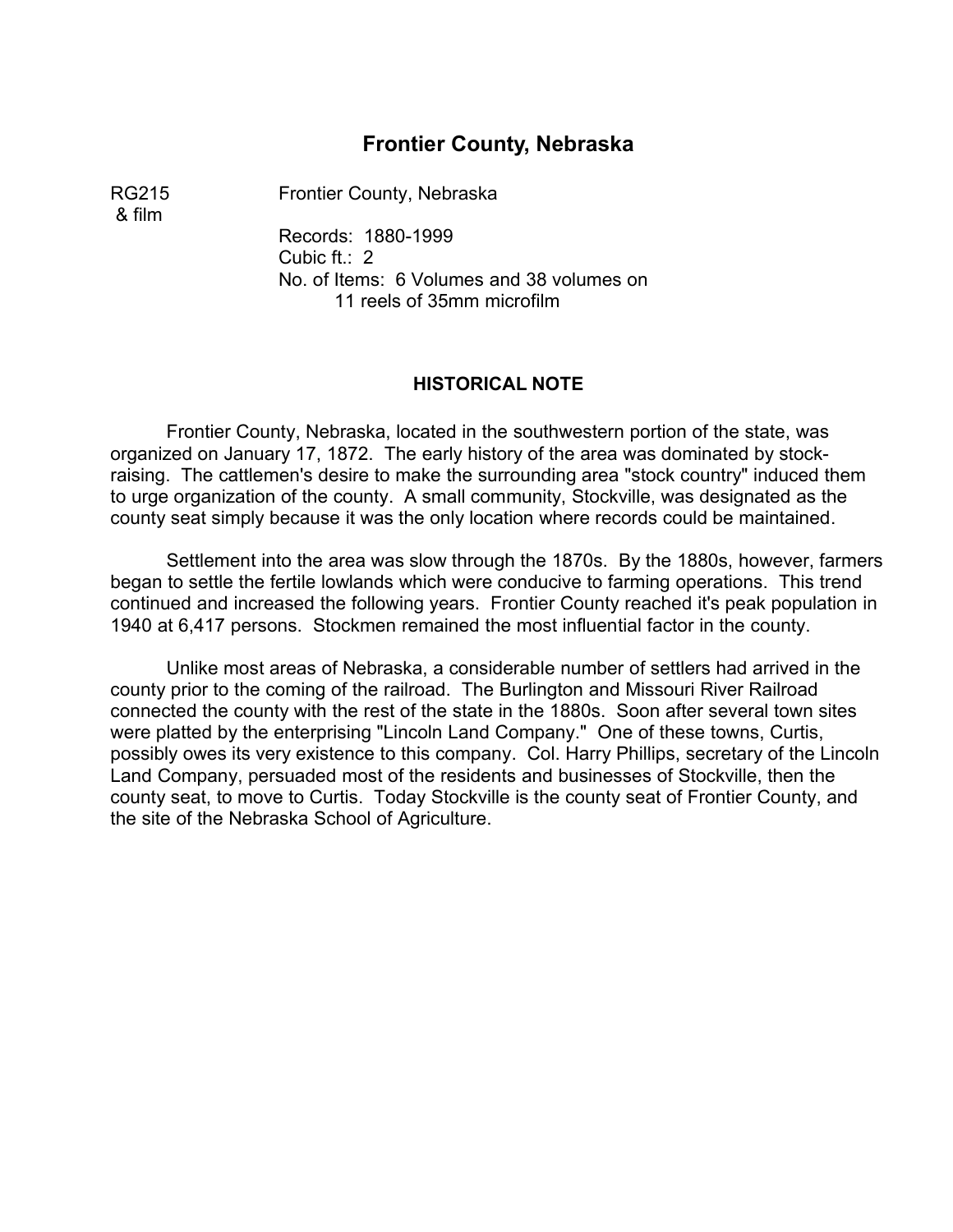# Frontier County, Nebraska

RG215 & film — Frontier County, Nebraska

Records: 1880-1999
Cubic ft.: 2
No. of Items: 6 Volumes and 38 volumes on 11 reels of 35mm microfilm

## HISTORICAL NOTE

Frontier County, Nebraska, located in the southwestern portion of the state, was organized on January 17, 1872. The early history of the area was dominated by stock-raising. The cattlemen's desire to make the surrounding area "stock country" induced them to urge organization of the county. A small community, Stockville, was designated as the county seat simply because it was the only location where records could be maintained.

Settlement into the area was slow through the 1870s. By the 1880s, however, farmers began to settle the fertile lowlands which were conducive to farming operations. This trend continued and increased the following years. Frontier County reached it's peak population in 1940 at 6,417 persons. Stockmen remained the most influential factor in the county.

Unlike most areas of Nebraska, a considerable number of settlers had arrived in the county prior to the coming of the railroad. The Burlington and Missouri River Railroad connected the county with the rest of the state in the 1880s. Soon after several town sites were platted by the enterprising "Lincoln Land Company." One of these towns, Curtis, possibly owes its very existence to this company. Col. Harry Phillips, secretary of the Lincoln Land Company, persuaded most of the residents and businesses of Stockville, then the county seat, to move to Curtis. Today Stockville is the county seat of Frontier County, and the site of the Nebraska School of Agriculture.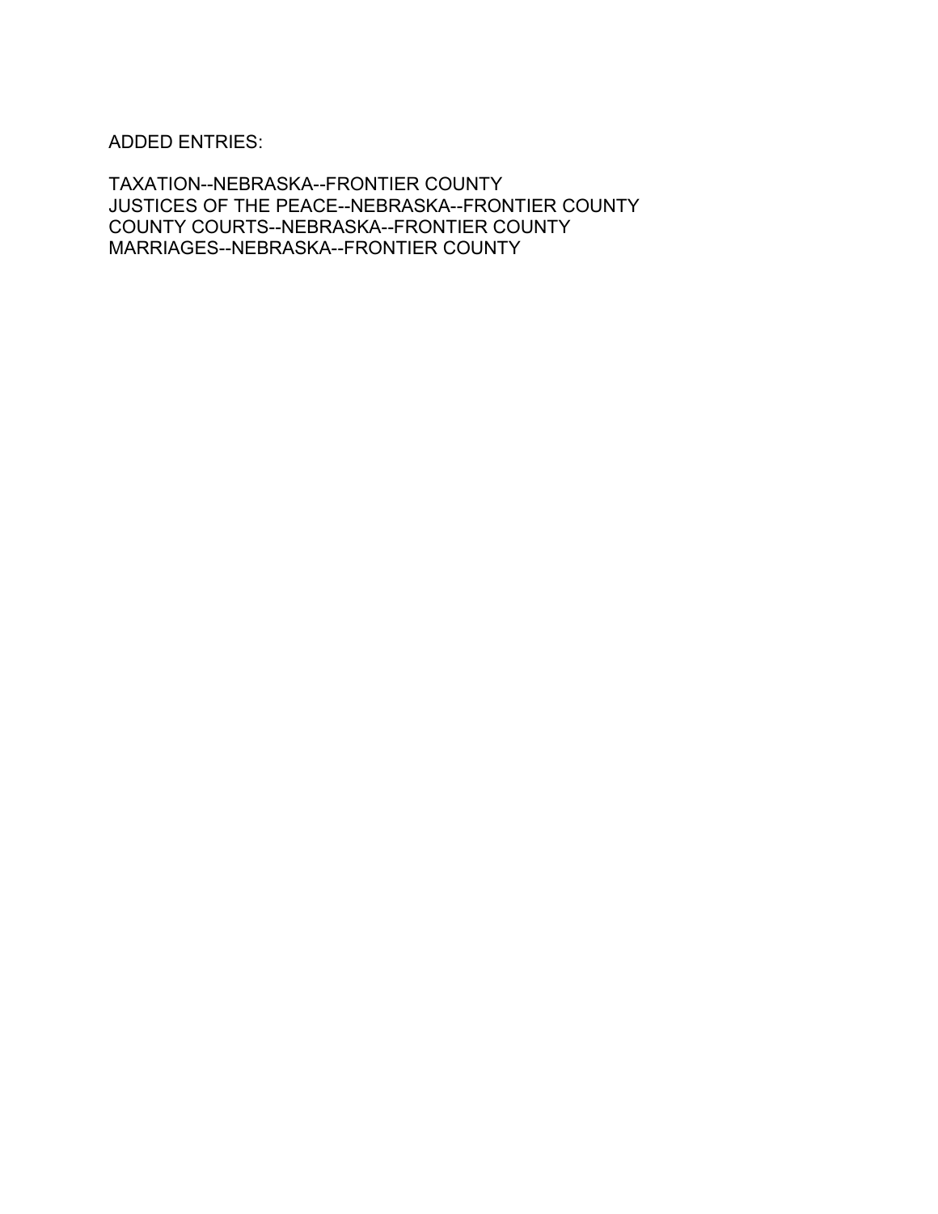ADDED ENTRIES:

TAXATION--NEBRASKA--FRONTIER COUNTY
JUSTICES OF THE PEACE--NEBRASKA--FRONTIER COUNTY
COUNTY COURTS--NEBRASKA--FRONTIER COUNTY
MARRIAGES--NEBRASKA--FRONTIER COUNTY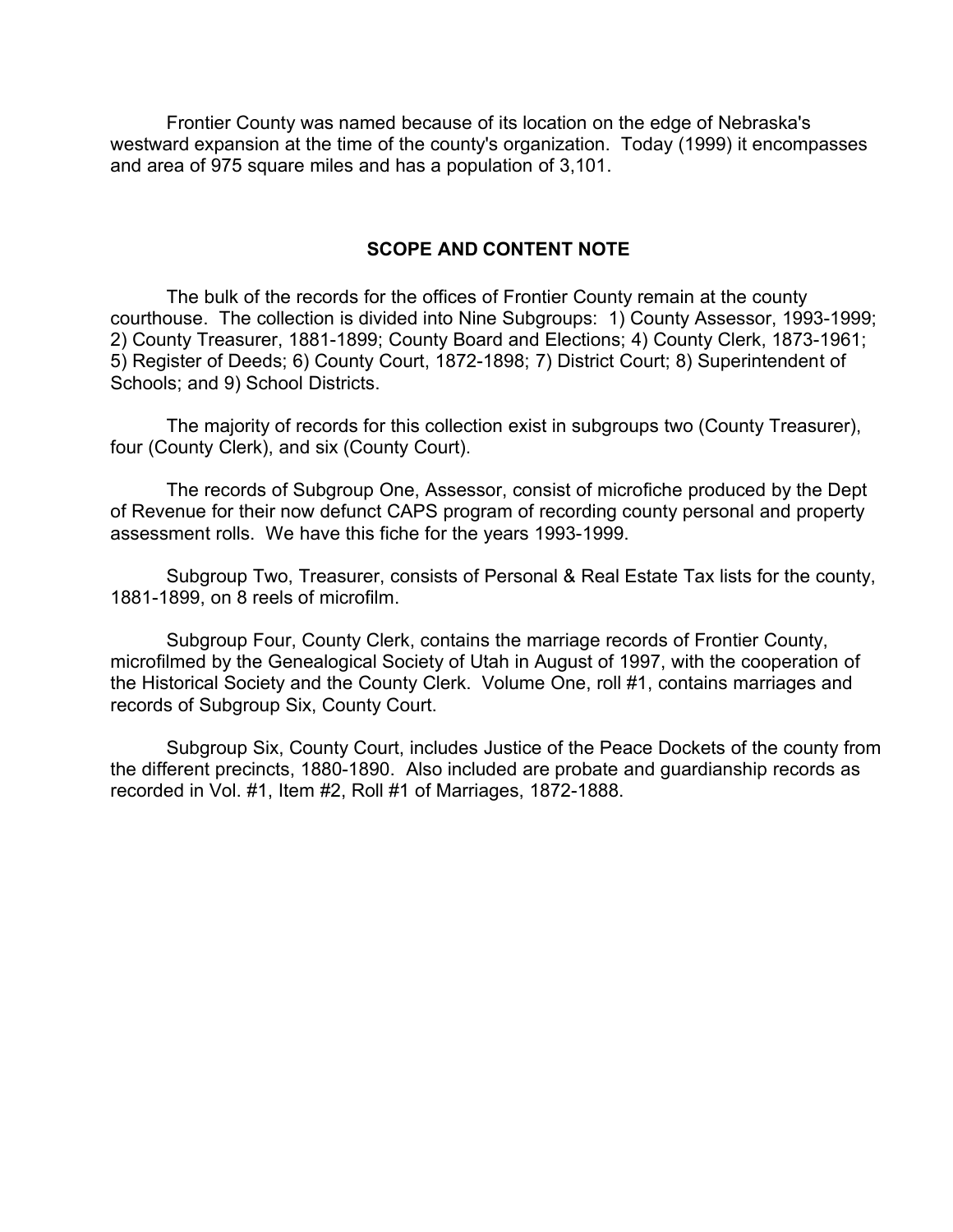Frontier County was named because of its location on the edge of Nebraska's westward expansion at the time of the county's organization. Today (1999) it encompasses and area of 975 square miles and has a population of 3,101.

## SCOPE AND CONTENT NOTE

The bulk of the records for the offices of Frontier County remain at the county courthouse. The collection is divided into Nine Subgroups: 1) County Assessor, 1993-1999; 2) County Treasurer, 1881-1899; County Board and Elections; 4) County Clerk, 1873-1961; 5) Register of Deeds; 6) County Court, 1872-1898; 7) District Court; 8) Superintendent of Schools; and 9) School Districts.

The majority of records for this collection exist in subgroups two (County Treasurer), four (County Clerk), and six (County Court).

The records of Subgroup One, Assessor, consist of microfiche produced by the Dept of Revenue for their now defunct CAPS program of recording county personal and property assessment rolls. We have this fiche for the years 1993-1999.

Subgroup Two, Treasurer, consists of Personal & Real Estate Tax lists for the county, 1881-1899, on 8 reels of microfilm.

Subgroup Four, County Clerk, contains the marriage records of Frontier County, microfilmed by the Genealogical Society of Utah in August of 1997, with the cooperation of the Historical Society and the County Clerk. Volume One, roll #1, contains marriages and records of Subgroup Six, County Court.

Subgroup Six, County Court, includes Justice of the Peace Dockets of the county from the different precincts, 1880-1890. Also included are probate and guardianship records as recorded in Vol. #1, Item #2, Roll #1 of Marriages, 1872-1888.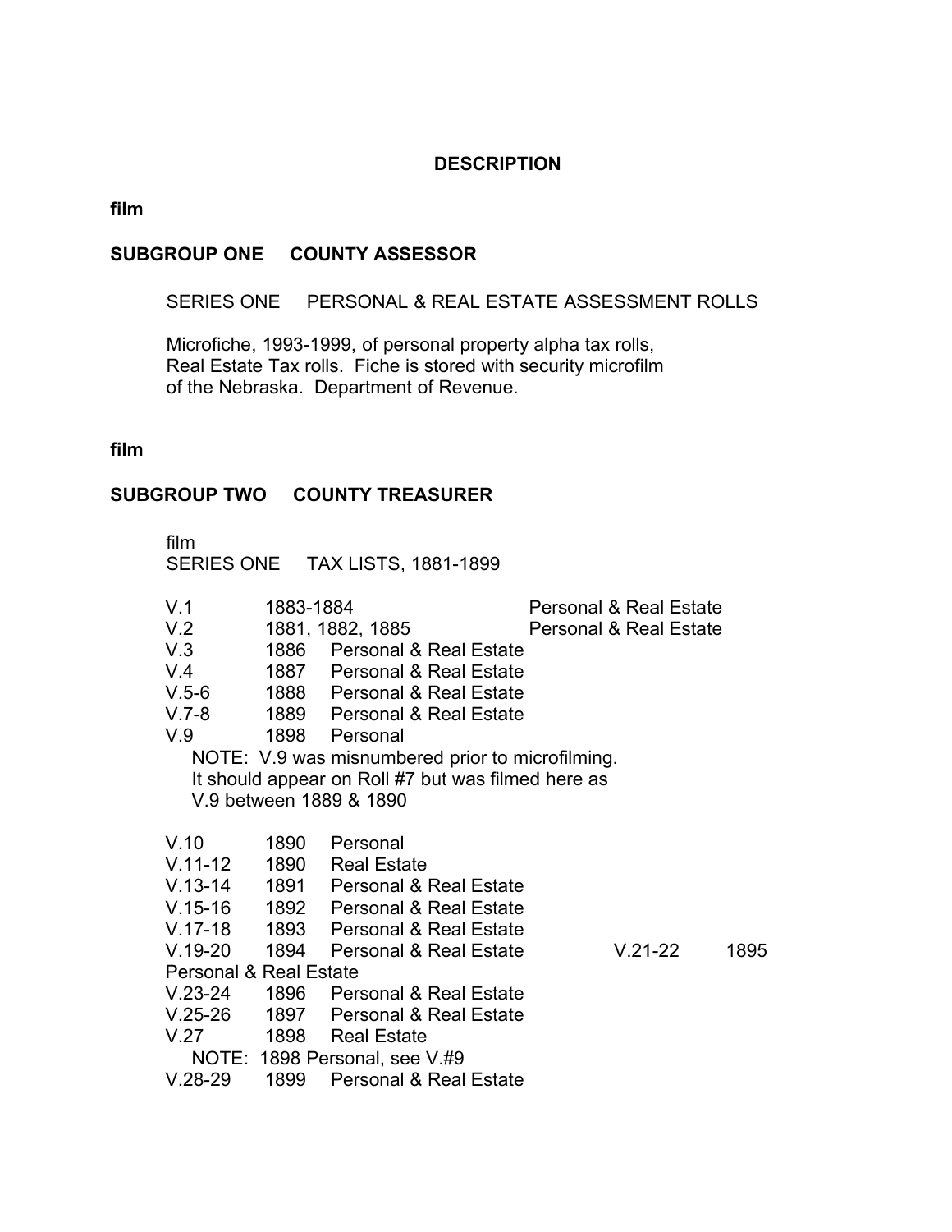**DESCRIPTION**

**film**

**SUBGROUP ONE COUNTY ASSESSOR**

SERIES ONE PERSONAL & REAL ESTATE ASSESSMENT ROLLS

Microfiche, 1993-1999, of personal property alpha tax rolls, Real Estate Tax rolls. Fiche is stored with security microfilm of the Nebraska. Department of Revenue.

**film**

**SUBGROUP TWO COUNTY TREASURER**

film
SERIES ONE TAX LISTS, 1881-1899

| | | |
|---|---|---|
| V.1 | 1883-1884 | Personal & Real Estate |
| V.2 | 1881, 1882, 1885 | Personal & Real Estate |
| V.3 | 1886 | Personal & Real Estate |
| V.4 | 1887 | Personal & Real Estate |
| V.5-6 | 1888 | Personal & Real Estate |
| V.7-8 | 1889 | Personal & Real Estate |
| V.9 | 1898 | Personal |

NOTE: V.9 was misnumbered prior to microfilming. It should appear on Roll #7 but was filmed here as V.9 between 1889 & 1890

| | | |
|---|---|---|
| V.10 | 1890 | Personal |
| V.11-12 | 1890 | Real Estate |
| V.13-14 | 1891 | Personal & Real Estate |
| V.15-16 | 1892 | Personal & Real Estate |
| V.17-18 | 1893 | Personal & Real Estate |
| V.19-20 | 1894 | Personal & Real Estate |
| V.21-22 | 1895 | Personal & Real Estate |
| V.23-24 | 1896 | Personal & Real Estate |
| V.25-26 | 1897 | Personal & Real Estate |
| V.27 | 1898 | Real Estate |

NOTE: 1898 Personal, see V.#9

| | | |
|---|---|---|
| V.28-29 | 1899 | Personal & Real Estate |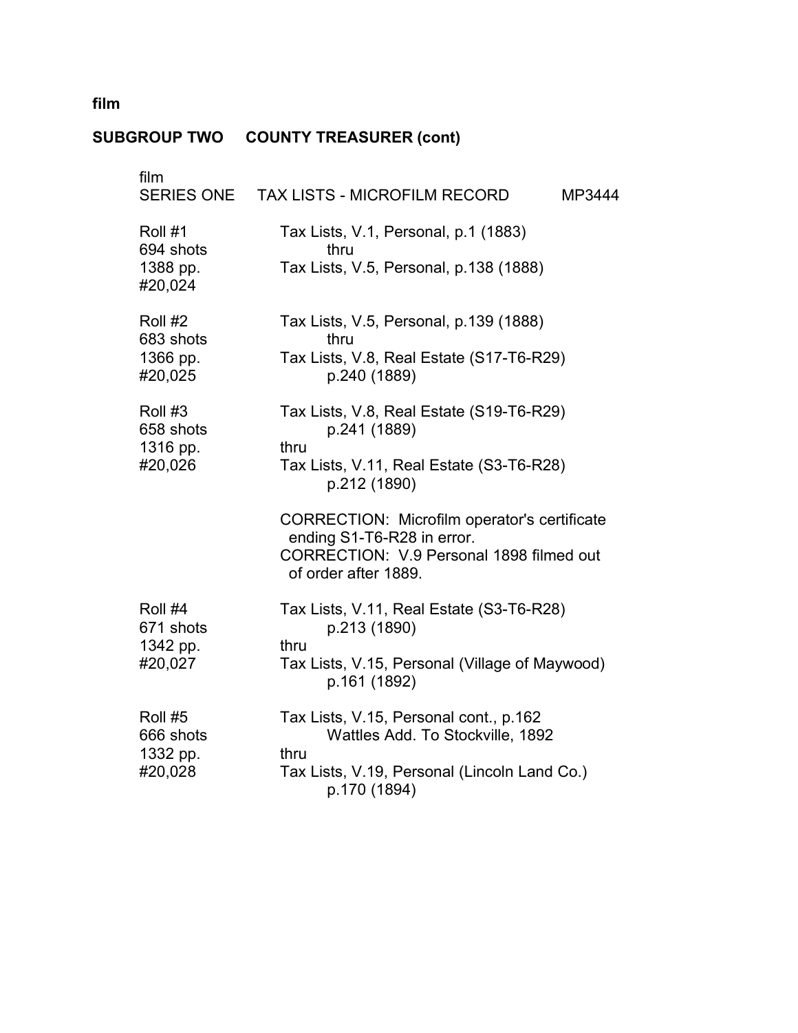**film**

**SUBGROUP TWO COUNTY TREASURER (cont)**

film
SERIES ONE TAX LISTS - MICROFILM RECORD MP3444

| | |
|---|---|
| Roll #1<br>694 shots<br>1388 pp.<br>#20,024 | Tax Lists, V.1, Personal, p.1 (1883)<br>thru<br>Tax Lists, V.5, Personal, p.138 (1888) |
| Roll #2<br>683 shots<br>1366 pp.<br>#20,025 | Tax Lists, V.5, Personal, p.139 (1888)<br>thru<br>Tax Lists, V.8, Real Estate (S17-T6-R29)<br>p.240 (1889) |
| Roll #3<br>658 shots<br>1316 pp.<br>#20,026 | Tax Lists, V.8, Real Estate (S19-T6-R29)<br>p.241 (1889)<br>thru<br>Tax Lists, V.11, Real Estate (S3-T6-R28)<br>p.212 (1890)<br><br>CORRECTION: Microfilm operator's certificate ending S1-T6-R28 in error.<br>CORRECTION: V.9 Personal 1898 filmed out of order after 1889. |
| Roll #4<br>671 shots<br>1342 pp.<br>#20,027 | Tax Lists, V.11, Real Estate (S3-T6-R28)<br>p.213 (1890)<br>thru<br>Tax Lists, V.15, Personal (Village of Maywood)<br>p.161 (1892) |
| Roll #5<br>666 shots<br>1332 pp.<br>#20,028 | Tax Lists, V.15, Personal cont., p.162<br>Wattles Add. To Stockville, 1892<br>thru<br>Tax Lists, V.19, Personal (Lincoln Land Co.)<br>p.170 (1894) |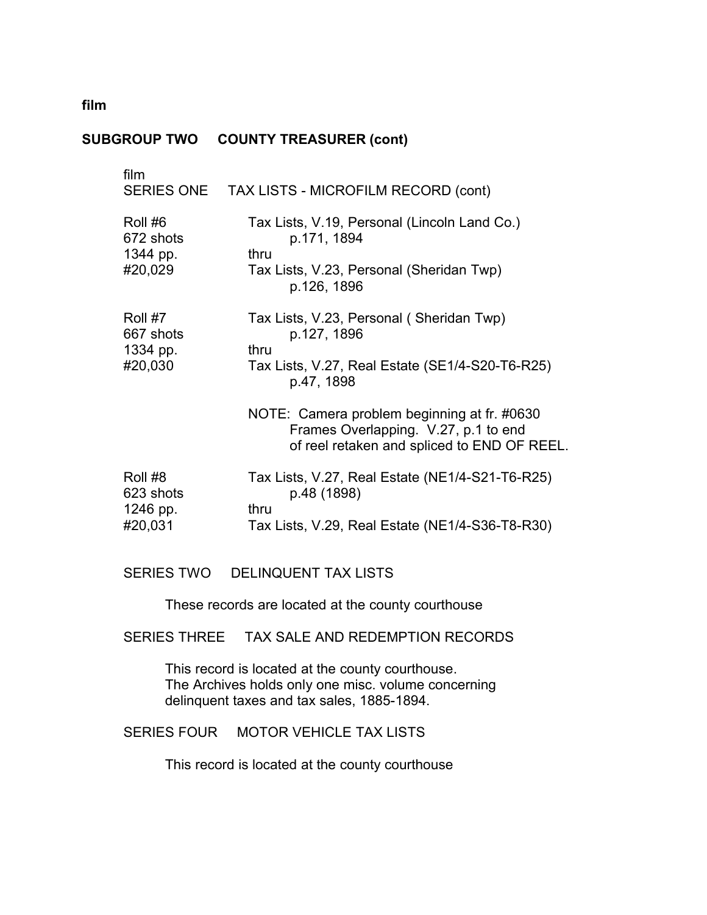**film**

**SUBGROUP TWO COUNTY TREASURER (cont)**

film
SERIES ONE TAX LISTS - MICROFILM RECORD (cont)

| | |
|---|---|
| Roll #6<br>672 shots<br>1344 pp.<br>#20,029 | Tax Lists, V.19, Personal (Lincoln Land Co.)<br>p.171, 1894<br>thru<br>Tax Lists, V.23, Personal (Sheridan Twp)<br>p.126, 1896 |
| Roll #7<br>667 shots<br>1334 pp.<br>#20,030 | Tax Lists, V.23, Personal ( Sheridan Twp)<br>p.127, 1896<br>thru<br>Tax Lists, V.27, Real Estate (SE1/4-S20-T6-R25)<br>p.47, 1898<br><br>NOTE: Camera problem beginning at fr. #0630<br>Frames Overlapping. V.27, p.1 to end<br>of reel retaken and spliced to END OF REEL. |
| Roll #8<br>623 shots<br>1246 pp.<br>#20,031 | Tax Lists, V.27, Real Estate (NE1/4-S21-T6-R25)<br>p.48 (1898)<br>thru<br>Tax Lists, V.29, Real Estate (NE1/4-S36-T8-R30) |

SERIES TWO DELINQUENT TAX LISTS

These records are located at the county courthouse

SERIES THREE TAX SALE AND REDEMPTION RECORDS

This record is located at the county courthouse.
The Archives holds only one misc. volume concerning
delinquent taxes and tax sales, 1885-1894.

SERIES FOUR MOTOR VEHICLE TAX LISTS

This record is located at the county courthouse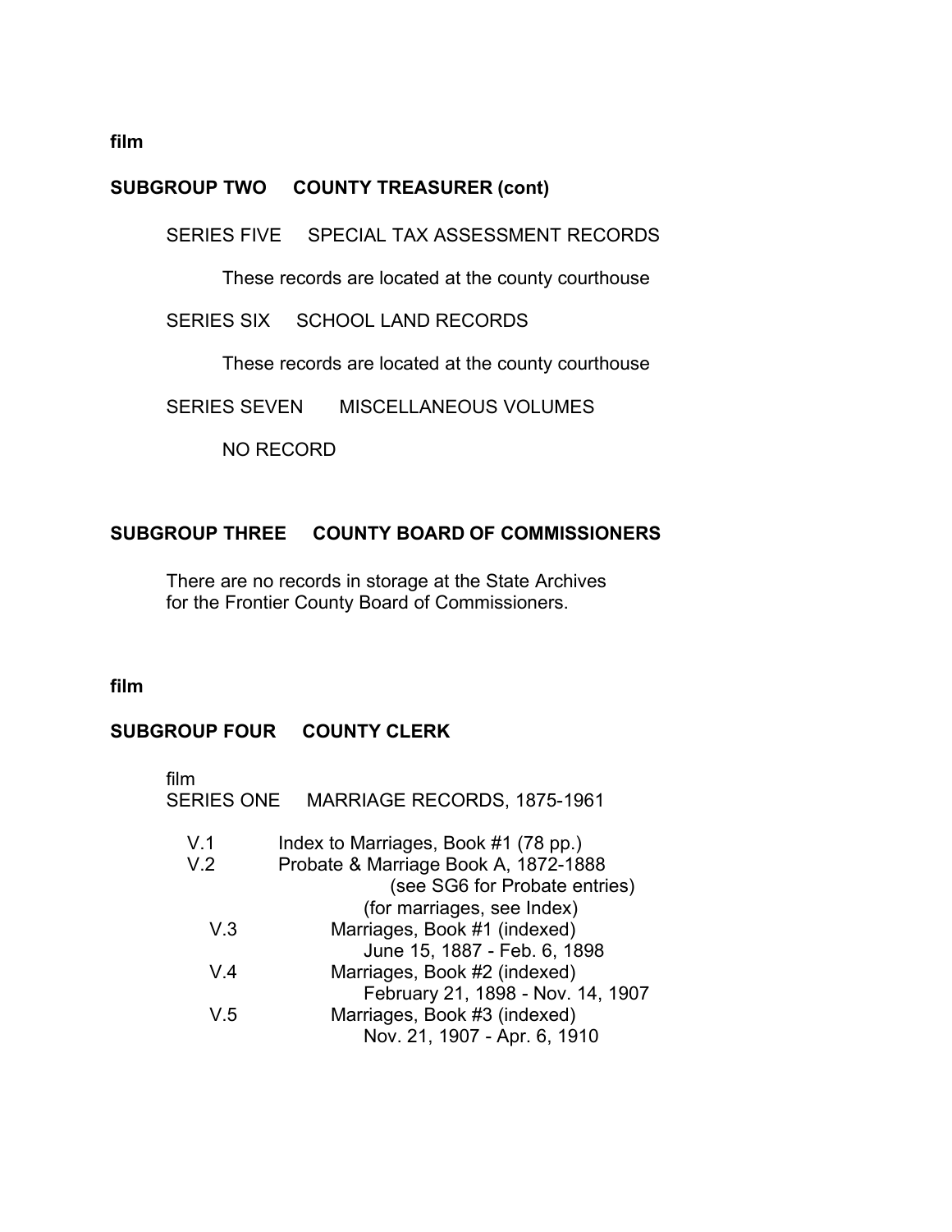**film**

## SUBGROUP TWO COUNTY TREASURER (cont)

### SERIES FIVE SPECIAL TAX ASSESSMENT RECORDS

These records are located at the county courthouse

### SERIES SIX SCHOOL LAND RECORDS

These records are located at the county courthouse

### SERIES SEVEN MISCELLANEOUS VOLUMES

NO RECORD

## SUBGROUP THREE COUNTY BOARD OF COMMISSIONERS

There are no records in storage at the State Archives for the Frontier County Board of Commissioners.

**film**

## SUBGROUP FOUR COUNTY CLERK

film

### SERIES ONE MARRIAGE RECORDS, 1875-1961

- V.1 Index to Marriages, Book #1 (78 pp.)
- V.2 Probate & Marriage Book A, 1872-1888
  (see SG6 for Probate entries)
  (for marriages, see Index)
  - V.3 Marriages, Book #1 (indexed)
    June 15, 1887 - Feb. 6, 1898
  - V.4 Marriages, Book #2 (indexed)
    February 21, 1898 - Nov. 14, 1907
  - V.5 Marriages, Book #3 (indexed)
    Nov. 21, 1907 - Apr. 6, 1910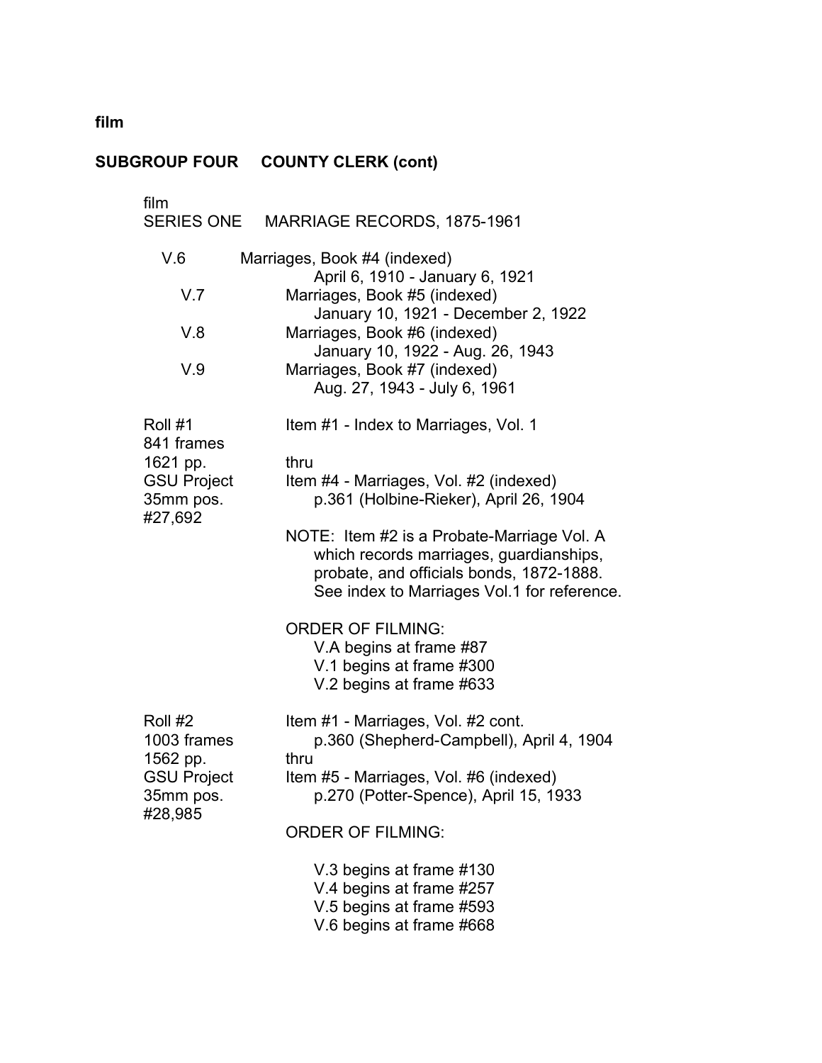film

**SUBGROUP FOUR COUNTY CLERK (cont)**

film

SERIES ONE MARRIAGE RECORDS, 1875-1961

V.6 Marriages, Book #4 (indexed)
April 6, 1910 - January 6, 1921

V.7 Marriages, Book #5 (indexed)
January 10, 1921 - December 2, 1922

V.8 Marriages, Book #6 (indexed)
January 10, 1922 - Aug. 26, 1943

V.9 Marriages, Book #7 (indexed)
Aug. 27, 1943 - July 6, 1961

Roll #1
841 frames
1621 pp.
GSU Project
35mm pos.
#27,692

Item #1 - Index to Marriages, Vol. 1
thru
Item #4 - Marriages, Vol. #2 (indexed)
p.361 (Holbine-Rieker), April 26, 1904

NOTE: Item #2 is a Probate-Marriage Vol. A which records marriages, guardianships, probate, and officials bonds, 1872-1888. See index to Marriages Vol.1 for reference.

ORDER OF FILMING:
V.A begins at frame #87
V.1 begins at frame #300
V.2 begins at frame #633

Roll #2
1003 frames
1562 pp.
GSU Project
35mm pos.
#28,985

Item #1 - Marriages, Vol. #2 cont.
p.360 (Shepherd-Campbell), April 4, 1904
thru
Item #5 - Marriages, Vol. #6 (indexed)
p.270 (Potter-Spence), April 15, 1933

ORDER OF FILMING:

V.3 begins at frame #130
V.4 begins at frame #257
V.5 begins at frame #593
V.6 begins at frame #668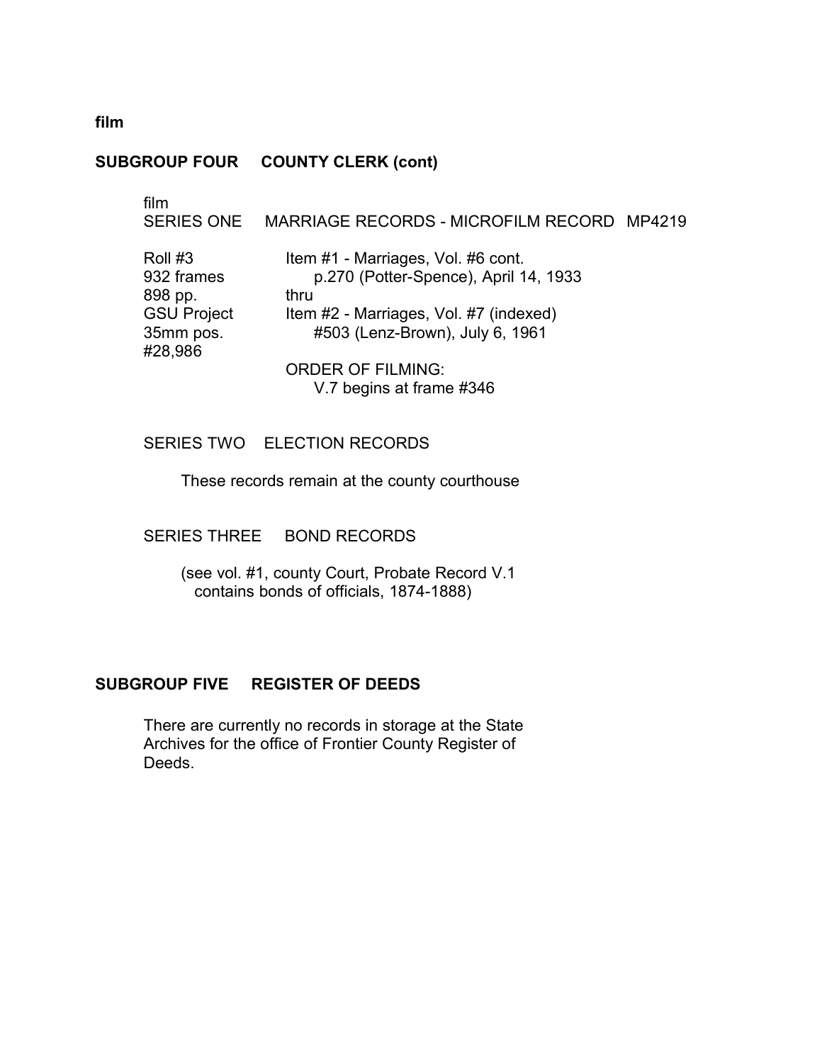**film**

## SUBGROUP FOUR COUNTY CLERK (cont)

film

### SERIES ONE MARRIAGE RECORDS - MICROFILM RECORD MP4219

| | |
|---|---|
| Roll #3<br>932 frames<br>898 pp.<br>GSU Project<br>35mm pos.<br>#28,986 | Item #1 - Marriages, Vol. #6 cont.<br>p.270 (Potter-Spence), April 14, 1933<br>thru<br>Item #2 - Marriages, Vol. #7 (indexed)<br>#503 (Lenz-Brown), July 6, 1961<br><br>ORDER OF FILMING:<br>V.7 begins at frame #346 |

### SERIES TWO ELECTION RECORDS

These records remain at the county courthouse

### SERIES THREE BOND RECORDS

(see vol. #1, county Court, Probate Record V.1 contains bonds of officials, 1874-1888)

## SUBGROUP FIVE REGISTER OF DEEDS

There are currently no records in storage at the State Archives for the office of Frontier County Register of Deeds.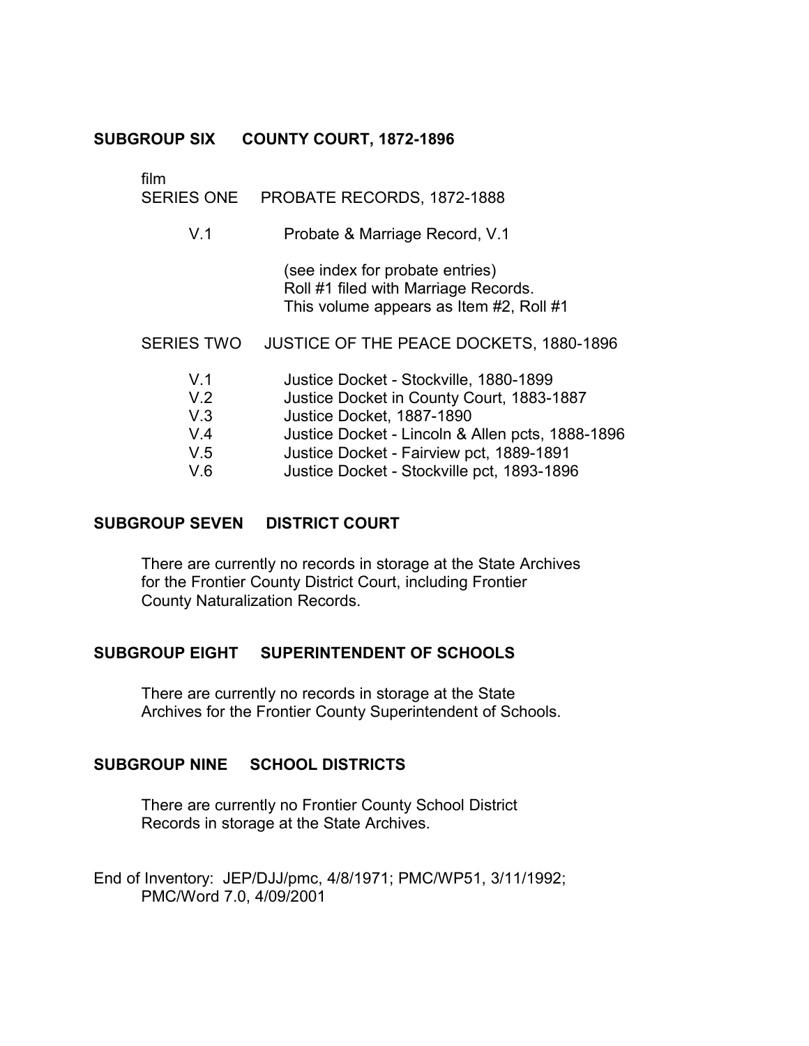## SUBGROUP SIX COUNTY COURT, 1872-1896

film
SERIES ONE PROBATE RECORDS, 1872-1888

V.1 Probate & Marriage Record, V.1

(see index for probate entries)
Roll #1 filed with Marriage Records.
This volume appears as Item #2, Roll #1

SERIES TWO JUSTICE OF THE PEACE DOCKETS, 1880-1896

V.1 Justice Docket - Stockville, 1880-1899
V.2 Justice Docket in County Court, 1883-1887
V.3 Justice Docket, 1887-1890
V.4 Justice Docket - Lincoln & Allen pcts, 1888-1896
V.5 Justice Docket - Fairview pct, 1889-1891
V.6 Justice Docket - Stockville pct, 1893-1896

## SUBGROUP SEVEN DISTRICT COURT

There are currently no records in storage at the State Archives for the Frontier County District Court, including Frontier County Naturalization Records.

## SUBGROUP EIGHT SUPERINTENDENT OF SCHOOLS

There are currently no records in storage at the State Archives for the Frontier County Superintendent of Schools.

## SUBGROUP NINE SCHOOL DISTRICTS

There are currently no Frontier County School District Records in storage at the State Archives.

End of Inventory: JEP/DJJ/pmc, 4/8/1971; PMC/WP51, 3/11/1992; PMC/Word 7.0, 4/09/2001